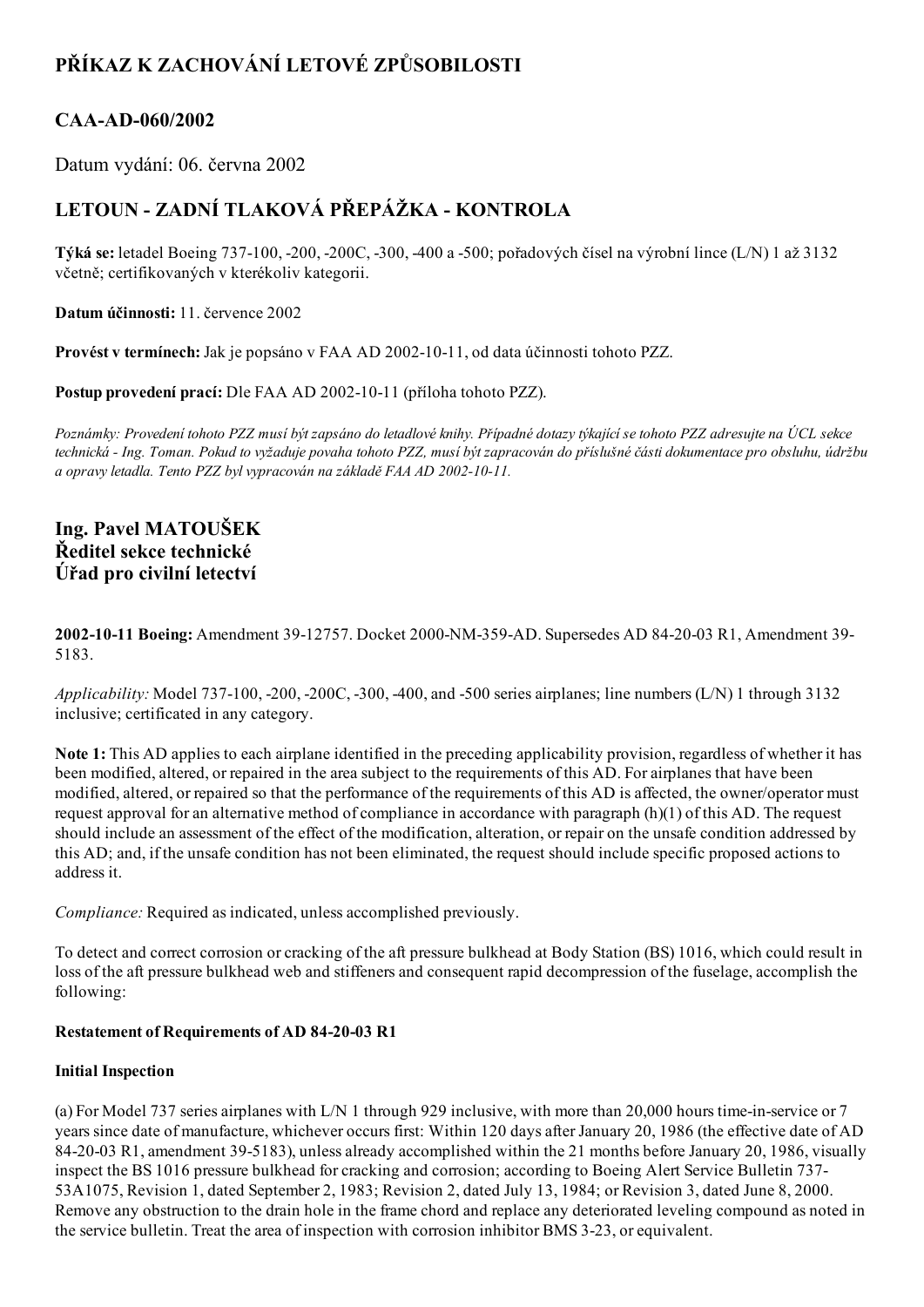# PŘÍKAZ K ZACHOVÁNÍ LETOVÉ ZPŮSOBILOSTI

## CAA-AD-060/2002

Datum vydání: 06. června 2002

## LETOUN - ZADNÍ TLAKOVÁ PŘEPÁŽKA - KONTROLA

**Týká se:** letadel Boeing 737-100, -200, -200C, -300, -400 a -500; pořadových čísel na výrobní lince (L/N) 1 až 3132 včetně; certifikovaných v kterékoliv kategorii.

**Datum účinnosti:** 11. července 2002

**Provést v termínech:** Jak je popsáno v FAA AD 2002-10-11, od data účinnosti tohoto PZZ.

**Postup provedení prací:** Dle FAA AD 2002-10-11 (příloha tohoto PZZ).

*Poznámky: Provedení tohoto PZZ musí být zapsáno do letadlové knihy. Případné dotazy týkající se tohoto PZZ adresujte na ÚCL sekce technická - Ing. Toman. Pokud to vyžaduje povaha tohoto PZZ, musí být zapracován do příslušné části dokumentace pro obsluhu, údržbu a opravy letadla. Tento PZZ byl vypracován na základě FAA AD 2002-10-11.*

### Ing. Pavel MATOUŠEK
### Ředitel sekce technické
### Úřad pro civilní letectví

**2002-10-11 Boeing:** Amendment 39-12757. Docket 2000-NM-359-AD. Supersedes AD 84-20-03 R1, Amendment 39-5183.

*Applicability:* Model 737-100, -200, -200C, -300, -400, and -500 series airplanes; line numbers (L/N) 1 through 3132 inclusive; certificated in any category.

**Note 1:** This AD applies to each airplane identified in the preceding applicability provision, regardless of whether it has been modified, altered, or repaired in the area subject to the requirements of this AD. For airplanes that have been modified, altered, or repaired so that the performance of the requirements of this AD is affected, the owner/operator must request approval for an alternative method of compliance in accordance with paragraph (h)(1) of this AD. The request should include an assessment of the effect of the modification, alteration, or repair on the unsafe condition addressed by this AD; and, if the unsafe condition has not been eliminated, the request should include specific proposed actions to address it.

*Compliance:* Required as indicated, unless accomplished previously.

To detect and correct corrosion or cracking of the aft pressure bulkhead at Body Station (BS) 1016, which could result in loss of the aft pressure bulkhead web and stiffeners and consequent rapid decompression of the fuselage, accomplish the following:

**Restatement of Requirements of AD 84-20-03 R1**

**Initial Inspection**

(a) For Model 737 series airplanes with L/N 1 through 929 inclusive, with more than 20,000 hours time-in-service or 7 years since date of manufacture, whichever occurs first: Within 120 days after January 20, 1986 (the effective date of AD 84-20-03 R1, amendment 39-5183), unless already accomplished within the 21 months before January 20, 1986, visually inspect the BS 1016 pressure bulkhead for cracking and corrosion; according to Boeing Alert Service Bulletin 737-53A1075, Revision 1, dated September 2, 1983; Revision 2, dated July 13, 1984; or Revision 3, dated June 8, 2000. Remove any obstruction to the drain hole in the frame chord and replace any deteriorated leveling compound as noted in the service bulletin. Treat the area of inspection with corrosion inhibitor BMS 3-23, or equivalent.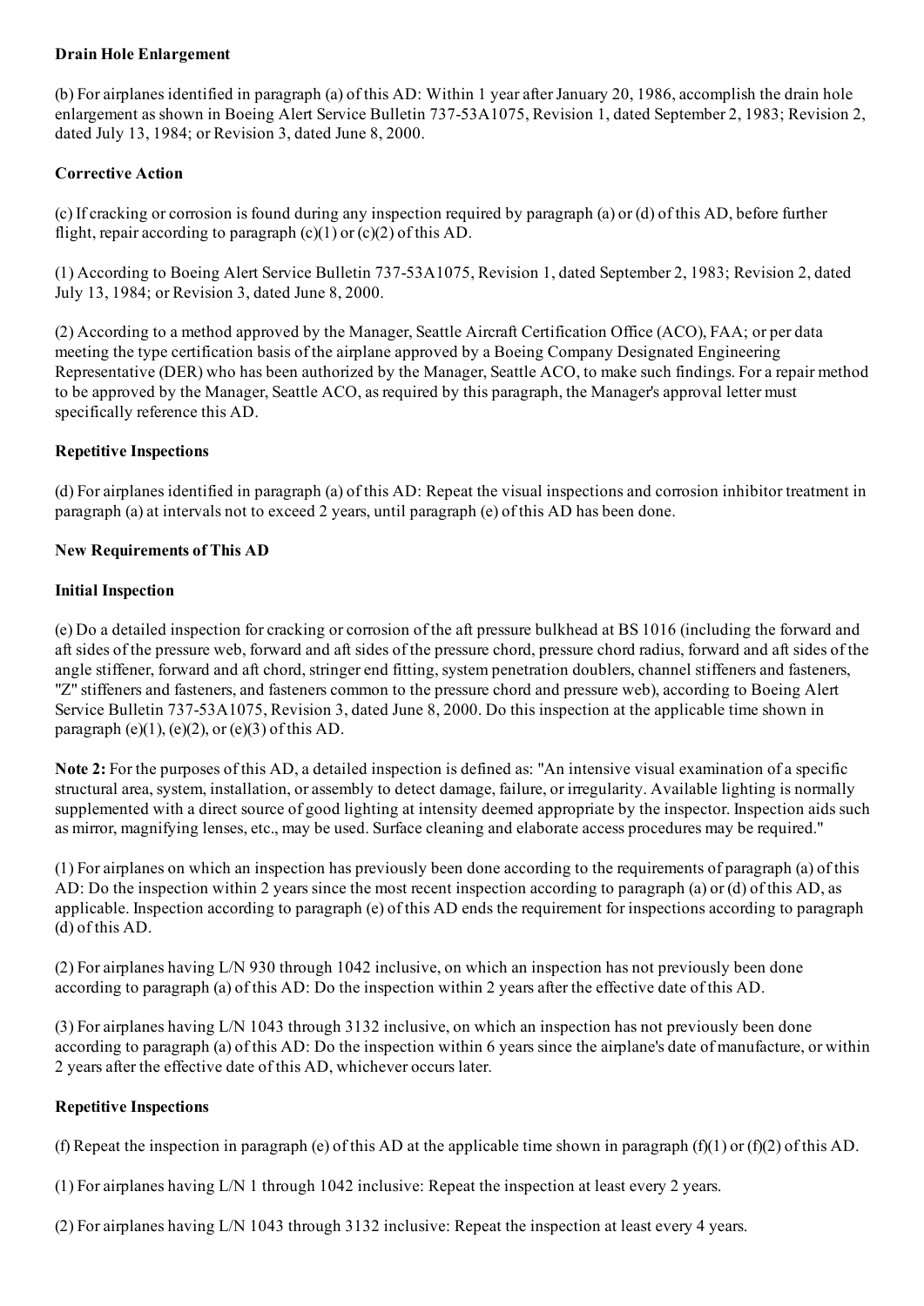### Drain Hole Enlargement

(b) For airplanes identified in paragraph (a) of this AD: Within 1 year after January 20, 1986, accomplish the drain hole enlargement as shown in Boeing Alert Service Bulletin 737-53A1075, Revision 1, dated September 2, 1983; Revision 2, dated July 13, 1984; or Revision 3, dated June 8, 2000.

### Corrective Action

(c) If cracking or corrosion is found during any inspection required by paragraph (a) or (d) of this AD, before further flight, repair according to paragraph (c)(1) or (c)(2) of this AD.

(1) According to Boeing Alert Service Bulletin 737-53A1075, Revision 1, dated September 2, 1983; Revision 2, dated July 13, 1984; or Revision 3, dated June 8, 2000.

(2) According to a method approved by the Manager, Seattle Aircraft Certification Office (ACO), FAA; or per data meeting the type certification basis of the airplane approved by a Boeing Company Designated Engineering Representative (DER) who has been authorized by the Manager, Seattle ACO, to make such findings. For a repair method to be approved by the Manager, Seattle ACO, as required by this paragraph, the Manager's approval letter must specifically reference this AD.

### Repetitive Inspections

(d) For airplanes identified in paragraph (a) of this AD: Repeat the visual inspections and corrosion inhibitor treatment in paragraph (a) at intervals not to exceed 2 years, until paragraph (e) of this AD has been done.

### New Requirements of This AD

### Initial Inspection

(e) Do a detailed inspection for cracking or corrosion of the aft pressure bulkhead at BS 1016 (including the forward and aft sides of the pressure web, forward and aft sides of the pressure chord, pressure chord radius, forward and aft sides of the angle stiffener, forward and aft chord, stringer end fitting, system penetration doublers, channel stiffeners and fasteners, "Z" stiffeners and fasteners, and fasteners common to the pressure chord and pressure web), according to Boeing Alert Service Bulletin 737-53A1075, Revision 3, dated June 8, 2000. Do this inspection at the applicable time shown in paragraph (e)(1), (e)(2), or (e)(3) of this AD.

**Note 2:** For the purposes of this AD, a detailed inspection is defined as: "An intensive visual examination of a specific structural area, system, installation, or assembly to detect damage, failure, or irregularity. Available lighting is normally supplemented with a direct source of good lighting at intensity deemed appropriate by the inspector. Inspection aids such as mirror, magnifying lenses, etc., may be used. Surface cleaning and elaborate access procedures may be required."

(1) For airplanes on which an inspection has previously been done according to the requirements of paragraph (a) of this AD: Do the inspection within 2 years since the most recent inspection according to paragraph (a) or (d) of this AD, as applicable. Inspection according to paragraph (e) of this AD ends the requirement for inspections according to paragraph (d) of this AD.

(2) For airplanes having L/N 930 through 1042 inclusive, on which an inspection has not previously been done according to paragraph (a) of this AD: Do the inspection within 2 years after the effective date of this AD.

(3) For airplanes having L/N 1043 through 3132 inclusive, on which an inspection has not previously been done according to paragraph (a) of this AD: Do the inspection within 6 years since the airplane's date of manufacture, or within 2 years after the effective date of this AD, whichever occurs later.

### Repetitive Inspections

(f) Repeat the inspection in paragraph (e) of this AD at the applicable time shown in paragraph (f)(1) or (f)(2) of this AD.

(1) For airplanes having L/N 1 through 1042 inclusive: Repeat the inspection at least every 2 years.

(2) For airplanes having L/N 1043 through 3132 inclusive: Repeat the inspection at least every 4 years.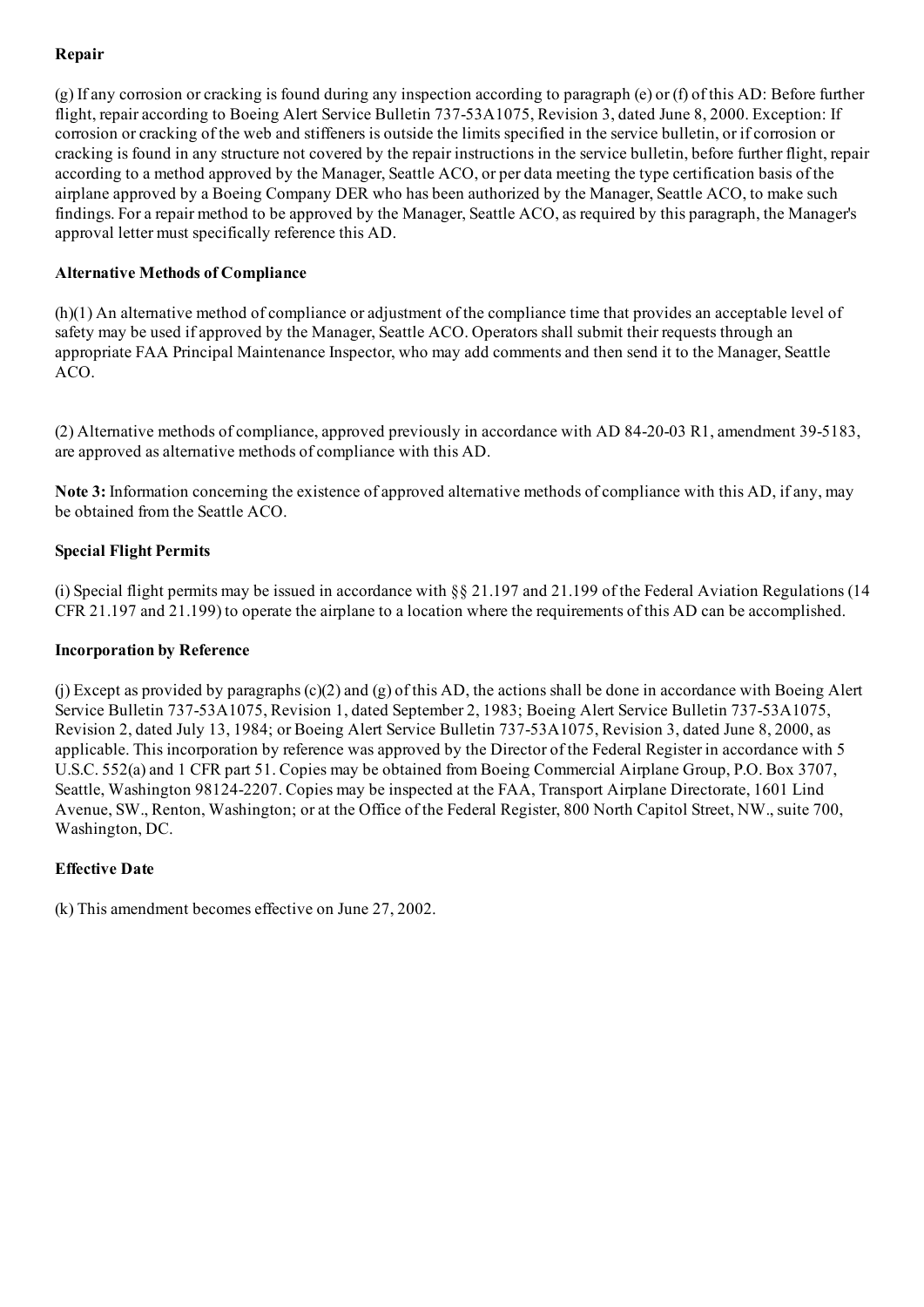**Repair**

(g) If any corrosion or cracking is found during any inspection according to paragraph (e) or (f) of this AD: Before further flight, repair according to Boeing Alert Service Bulletin 737-53A1075, Revision 3, dated June 8, 2000. Exception: If corrosion or cracking of the web and stiffeners is outside the limits specified in the service bulletin, or if corrosion or cracking is found in any structure not covered by the repair instructions in the service bulletin, before further flight, repair according to a method approved by the Manager, Seattle ACO, or per data meeting the type certification basis of the airplane approved by a Boeing Company DER who has been authorized by the Manager, Seattle ACO, to make such findings. For a repair method to be approved by the Manager, Seattle ACO, as required by this paragraph, the Manager's approval letter must specifically reference this AD.

**Alternative Methods of Compliance**

(h)(1) An alternative method of compliance or adjustment of the compliance time that provides an acceptable level of safety may be used if approved by the Manager, Seattle ACO. Operators shall submit their requests through an appropriate FAA Principal Maintenance Inspector, who may add comments and then send it to the Manager, Seattle ACO.

(2) Alternative methods of compliance, approved previously in accordance with AD 84-20-03 R1, amendment 39-5183, are approved as alternative methods of compliance with this AD.

**Note 3:** Information concerning the existence of approved alternative methods of compliance with this AD, if any, may be obtained from the Seattle ACO.

**Special Flight Permits**

(i) Special flight permits may be issued in accordance with §§ 21.197 and 21.199 of the Federal Aviation Regulations (14 CFR 21.197 and 21.199) to operate the airplane to a location where the requirements of this AD can be accomplished.

**Incorporation by Reference**

(j) Except as provided by paragraphs (c)(2) and (g) of this AD, the actions shall be done in accordance with Boeing Alert Service Bulletin 737-53A1075, Revision 1, dated September 2, 1983; Boeing Alert Service Bulletin 737-53A1075, Revision 2, dated July 13, 1984; or Boeing Alert Service Bulletin 737-53A1075, Revision 3, dated June 8, 2000, as applicable. This incorporation by reference was approved by the Director of the Federal Register in accordance with 5 U.S.C. 552(a) and 1 CFR part 51. Copies may be obtained from Boeing Commercial Airplane Group, P.O. Box 3707, Seattle, Washington 98124-2207. Copies may be inspected at the FAA, Transport Airplane Directorate, 1601 Lind Avenue, SW., Renton, Washington; or at the Office of the Federal Register, 800 North Capitol Street, NW., suite 700, Washington, DC.

**Effective Date**

(k) This amendment becomes effective on June 27, 2002.